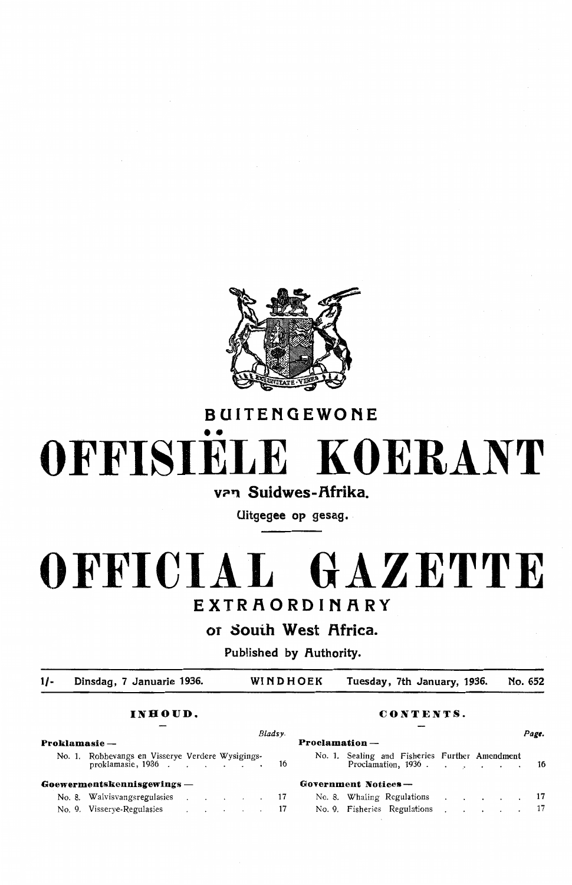# BUITENGEWONE

# OFFISIËLE KOERANT

**van Suidwes-Afrika.**

Uitgegee op gesag.

# OFFICIAL GAZETTE

# EXTRAORDINARY

**of South West Africa.**

Published by Authority.

| 1/- | Dinsdag, 7 Januarie 1936. | WINDHOEK | Tuesday, 7th January, 1936. | No. 652 |
|---|---|---|---|---|

## INHOUD.

| | Bladsy. |
|---|---|
| **Proklamasie —** | |
| No. 1. Robbevangs en Visserye Verdere Wysigingsproklamasie, 1936 | 16 |
| **Goewermentskennisgewings —** | |
| No. 8. Walvisvangsregulasies | 17 |
| No. 9. Visserye-Regulasies | 17 |

## CONTENTS.

| | Page. |
|---|---|
| **Proclamation —** | |
| No. 1. Sealing and Fisheries Further Amendment Proclamation, 1936 | 16 |
| **Government Notices —** | |
| No. 8. Whaling Regulations | 17 |
| No. 9. Fisheries Regulations | 17 |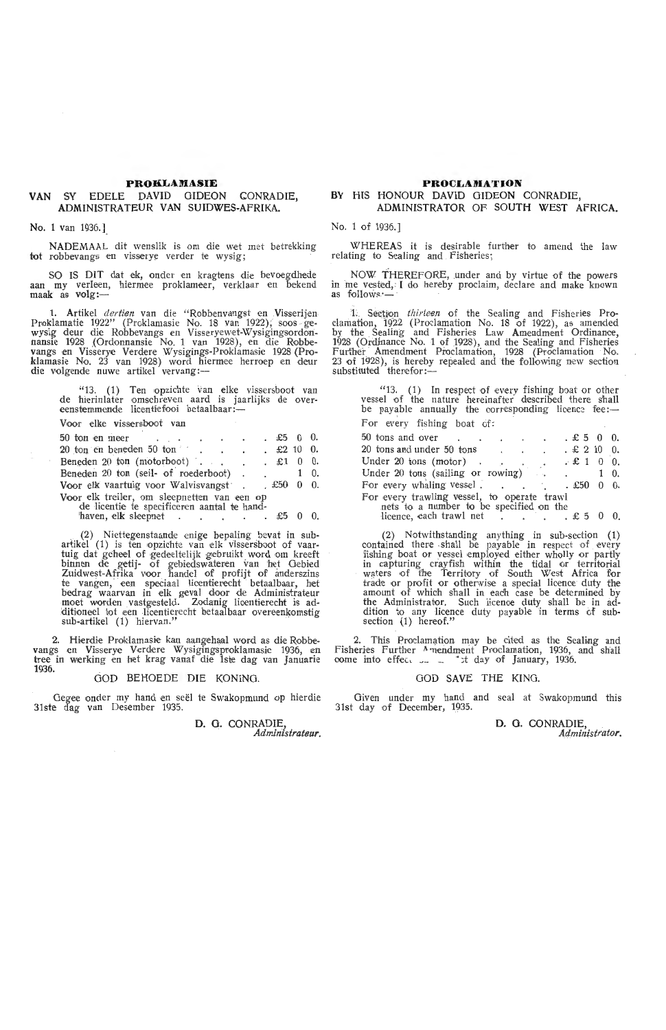## PROKLAMASIE

### VAN SY EDELE DAVID GIDEON CONRADIE, ADMINISTRATEUR VAN SUIDWES-AFRIKA.

No. 1 van 1936.]

NADEMAAL dit wenslik is om die wet met betrekking tot robbevangs en visserye verder te wysig;

SO IS DIT dat ek, onder en kragtens die bevoegdhede aan my verleen, hiermee proklameer, verklaar en bekend maak as volg:—

1. Artikel *dertien* van die "Robbenvangst en Visserijen Proklamatie 1922" (Proklamasie No. 18 van 1922), soos gewysig deur die Robbevangs en Visseryewet-Wysigingsordonnansie 1928 (Ordonnansie No. 1 van 1928), en die Robbevangs en Visserye Verdere Wysigings-Proklamasie 1928 (Proklamasie No. 23 van 1928) word hiermee herroep en deur die volgende nuwe artikel vervang:—

"13. (1) Ten opzichte van elke vissersboot van de hierinlater omschreven aard is jaarlijks de overeenstemmende licentiefooi betaalbaar:—

Voor elke vissersboot van

| | |
|---|---|
| 50 ton en meer | £5 0 0. |
| 20 ton en beneden 50 ton | £2 10 0. |
| Beneden 20 ton (motorboot) | £1 0 0. |
| Beneden 20 ton (seil- of roederboot) | 1 0. |
| Voor elk vaartuig voor Walvisvangst | £50 0 0. |
| Voor elk treiler, om sleepnetten van een op de licentie te specificeren aantal te handhaven, elk sleepnet | £5 0 0. |

(2) Niettegenstaande enige bepaling bevat in sub-artikel (1) is ten opzichte van elk vissersboot of vaartuig dat geheel of gedeeltelijk gebruikt wordt om kreeft binnen de getij- of gebiedswateren van het Gebied Zuidwest-Afrika voor handel of profijt of anderszins te vangen, een speciaal licentierecht betaalbaar, het bedrag waarvan in elk geval door de Administrateur moet worden vastgesteld. Zodanig licentierecht is additioneel tot een licentierecht betaalbaar overeenkomstig sub-artikel (1) hiervan."

2. Hierdie Proklamasie kan aangehaal word as die Robbevangs en Visserye Verdere Wysigingsproklamasie 1936, en tree in werking en het krag vanaf die 1ste dag van Januarie 1936.

GOD BEHOEDE DIE KONING.

Gegee onder my hand en seël te Swakopmund op hierdie 31ste dag van Desember 1935.

D. G. CONRADIE,
*Administrateur.*

## PROCLAMATION

### BY HIS HONOUR DAVID GIDEON CONRADIE, ADMINISTRATOR OF SOUTH WEST AFRICA.

No. 1 of 1936.]

WHEREAS it is desirable further to amend the law relating to Sealing and Fisheries;

NOW THEREFORE, under and by virtue of the powers in me vested, I do hereby proclaim, declare and make known as follows:—

1. Section *thirteen* of the Sealing and Fisheries Proclamation, 1922 (Proclamation No. 18 of 1922), as amended by the Sealing and Fisheries Law Amendment Ordinance, 1928 (Ordinance No. 1 of 1928), and the Sealing and Fisheries Further Amendment Proclamation, 1928 (Proclamation No. 23 of 1928), is hereby repealed and the following new section substituted therefor:—

"13. (1) In respect of every fishing boat or other vessel of the nature hereinafter described there shall be payable annually the corresponding licence fee:—

For every fishing boat of:

| | |
|---|---|
| 50 tons and over | £5 0 0. |
| 20 tons and under 50 tons | £2 10 0. |
| Under 20 tons (motor) | £1 0 0. |
| Under 20 tons (sailing or rowing) | 1 0. |
| For every whaling vessel | £50 0 0. |
| For every trawling vessel, to operate trawl nets to a number to be specified on the licence, each trawl net | £5 0 0. |

(2) Notwithstanding anything in sub-section (1) contained there shall be payable in respect of every fishing boat or vessel employed either wholly or partly in capturing crayfish within the tidal or territorial waters of the Territory of South West Africa for trade or profit or otherwise a special licence duty the amount of which shall in each case be determined by the Administrator. Such licence duty shall be in addition to any licence duty payable in terms of sub-section (1) hereof."

2. This Proclamation may be cited as the Sealing and Fisheries Further Amendment Proclamation, 1936, and shall come into effect on the 1st day of January, 1936.

GOD SAVE THE KING.

Given under my hand and seal at Swakopmund this 31st day of December, 1935.

D. G. CONRADIE,
*Administrator.*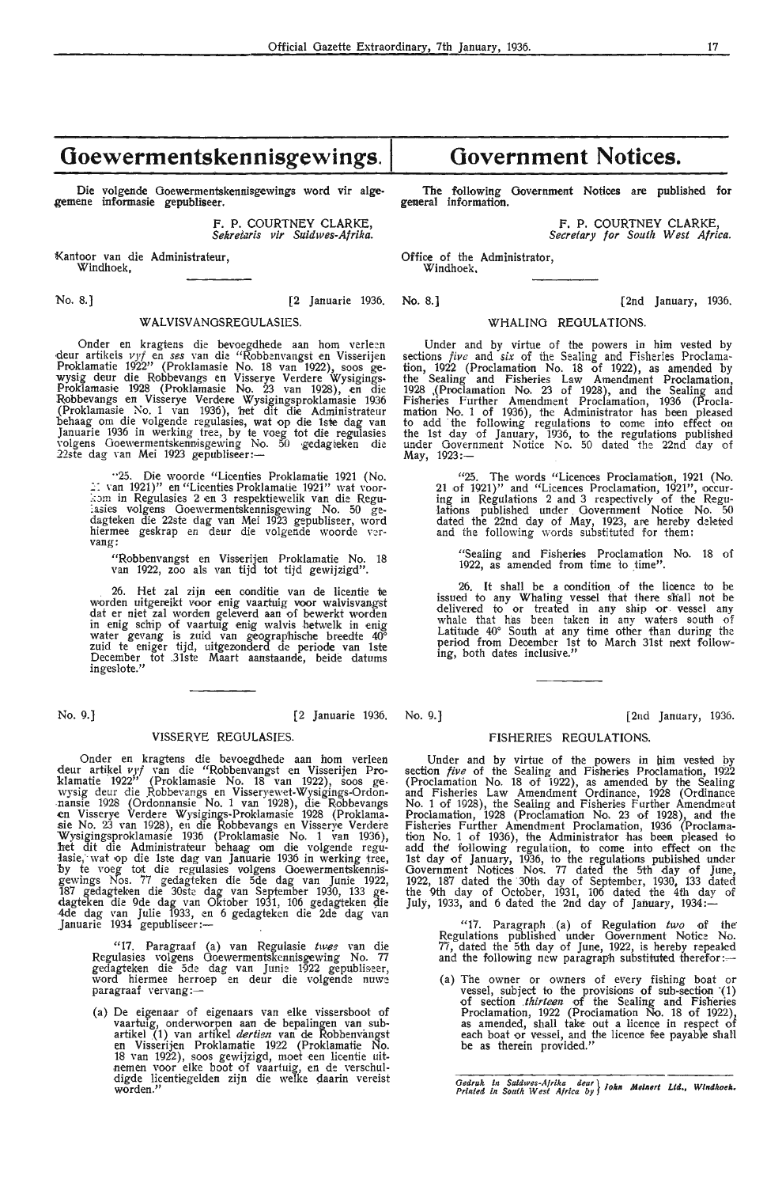# Goewermentskennisgewings.

Die volgende Goewermentskennisgewings word vir algemene informasie gepubliseer.

F. P. COURTNEY CLARKE,
*Sekretaris vir Suidwes-Afrika.*

Kantoor van die Administrateur,
Windhoek,

No. 8.] [2 Januarie 1936.

## WALVISVANGSREGULASIES.

Onder en kragtens die bevoegdhede aan hom verleen deur artikels *vyf* en *ses* van die "Robbenvangst en Visserijen Proklamatie 1922" (Proklamasie No. 18 van 1922), soos gewysig deur die Robbevangs en Visserye Verdere Wysigings-Proklamasie 1928 (Proklamasie No. 23 van 1928), en die Robbevangs en Visserye Verdere Wysigingsproklamasie 1936 (Proklamasie No. 1 van 1936), het dit die Administrateur behaag om die volgende regulasies, wat op die 1ste dag van Januarie 1936 in werking tree, by te voeg tot die regulasies volgens Goewermentskennisgewing No. 50 gedagteken die 22ste dag van Mei 1923 gepubliseer:—

> "25. Die woorde "Licenties Proklamatie 1921 (No. 21 van 1921)" en "Licenties Proklamatie 1921" wat voorkom in Regulasies 2 en 3 respektiewelik van die Regulasies volgens Goewermentskennisgewing No. 50 gedagteken die 22ste dag van Mei 1923 gepubliseer, word hiermee geskrap en deur die volgende woorde vervang:
>
> "Robbenvangst en Visserijen Proklamatie No. 18 van 1922, zoo als van tijd tot tijd gewijzigd".
>
> 26. Het zal zijn een conditie van de licentie te worden uitgereikt voor enig vaartuig voor walvisvangst dat er niet zal worden geleverd aan of bewerkt worden in enig schip of vaartuig enig walvis hetwelk in enig water gevang is zuid van geographische breedte 40° zuid te eniger tijd, uitgezonderd de periode van 1ste December tot 31ste Maart aanstaande, beide datums ingeslote."

No. 9.] [2 Januarie 1936.

## VISSERYE REGULASIES.

Onder en kragtens die bevoegdhede aan hom verleen deur artikel *vyf* van die "Robbenvangst en Visserijen Proklamatie 1922" (Proklamasie No. 18 van 1922), soos gewysig deur die Robbevangs en Visseryewet-Wysigings-Ordonnansie 1928 (Ordonnansie No. 1 van 1928), die Robbevangs en Visserye Verdere Wysigings-Proklamasie 1928 (Proklamasie No. 23 van 1928), en die Robbevangs en Visserye Verdere Wysigingsproklamasie 1936 (Proklamasie No. 1 van 1936), het dit die Administrateur behaag om die volgende regulasie, wat op die 1ste dag van Januarie 1936 in werking tree, by te voeg tot die regulasies volgens Goewermentskennisgewings Nos. 77 gedagteken die 5de dag van Junie 1922, 187 gedagteken die 30ste dag van September 1930, 133 gedagteken die 9de dag van Oktober 1931, 106 gedagteken die 4de dag van Julie 1933, en 6 gedagteken die 2de dag van Januarie 1934 gepubliseer:—

> "17. Paragraaf (a) van Regulasie *twee* van die Regulasies volgens Goewermentskennisgewing No. 77 gedagteken die 5de dag van Junie 1922 gepubliseer, word hiermee herroep en deur die volgende nuwe paragraaf vervang:—
>
> (a) De eigenaar of eigenaars van elke vissersboot of vaartuig, onderworpen aan de bepalingen van subartikel (1) van artikel *dertien* van de Robbenvangst en Visserijen Proklamatie 1922 (Proklamatie No. 18 van 1922), soos gewijzigd, moet een licentie uitnemen voor elke boot of vaartuig, en de verschuldigde licentiegelden zijn die welke daarin vereist worden."

# Government Notices.

The following Government Notices are published for general information.

F. P. COURTNEY CLARKE,
*Secretary for South West Africa.*

Office of the Administrator,
Windhoek,

No. 8.] [2nd January, 1936.

## WHALING REGULATIONS.

Under and by virtue of the powers in him vested by sections *five* and *six* of the Sealing and Fisheries Proclamation, 1922 (Proclamation No. 18 of 1922), as amended by the Sealing and Fisheries Law Amendment Proclamation, 1928 (Proclamation No. 23 of 1928), and the Sealing and Fisheries Further Amendment Proclamation, 1936 (Proclamation No. 1 of 1936), the Administrator has been pleased to add the following regulations to come into effect on the 1st day of January, 1936, to the regulations published under Government Notice No. 50 dated the 22nd day of May, 1923:—

> "25. The words "Licences Proclamation, 1921 (No. 21 of 1921)" and "Licences Proclamation, 1921", occurring in Regulations 2 and 3 respectively of the Regulations published under Government Notice No. 50 dated the 22nd day of May, 1923, are hereby deleted and the following words substituted for them:
>
> "Sealing and Fisheries Proclamation No. 18 of 1922, as amended from time to time".
>
> 26. It shall be a condition of the licence to be issued to any Whaling vessel that there shall not be delivered to or treated in any ship or vessel any whale that has been taken in any waters south of Latitude 40° South at any time other than during the period from December 1st to March 31st next following, both dates inclusive."

No. 9.] [2nd January, 1936.

## FISHERIES REGULATIONS.

Under and by virtue of the powers in him vested by section *five* of the Sealing and Fisheries Proclamation, 1922 (Proclamation No. 18 of 1922), as amended by the Sealing and Fisheries Law Amendment Ordinance, 1928 (Ordinance No. 1 of 1928), the Sealing and Fisheries Further Amendment Proclamation, 1928 (Proclamation No. 23 of 1928), and the Sealing and Fisheries Further Amendment Proclamation, 1936 (Proclamation No. 1 of 1936), the Administrator has been pleased to add the following regulation, to come into effect on the 1st day of January, 1936, to the regulations published under Government Notices Nos. 77 dated the 5th day of June, 1922, 187 dated the 30th day of September, 1930, 133 dated the 9th day of October, 1931, 106 dated the 4th day of July, 1933, and 6 dated the 2nd day of January, 1934:—

> "17. Paragraph (a) of Regulation *two* of the Regulations published under Government Notice No. 77, dated the 5th day of June, 1922, is hereby repealed and the following new paragraph substituted therefor:—
>
> (a) The owner or owners of every fishing boat or vessel, subject to the provisions of sub-section (1) of section *thirteen* of the Sealing and Fisheries Proclamation, 1922 (Proclamation No. 18 of 1922), as amended, shall take out a licence in respect of each boat or vessel, and the licence fee payable shall be as therein provided."

*Gedruk in Suidwes-Afrika deur / Printed in South West Africa by* John Meinert Ltd., Windhoek.